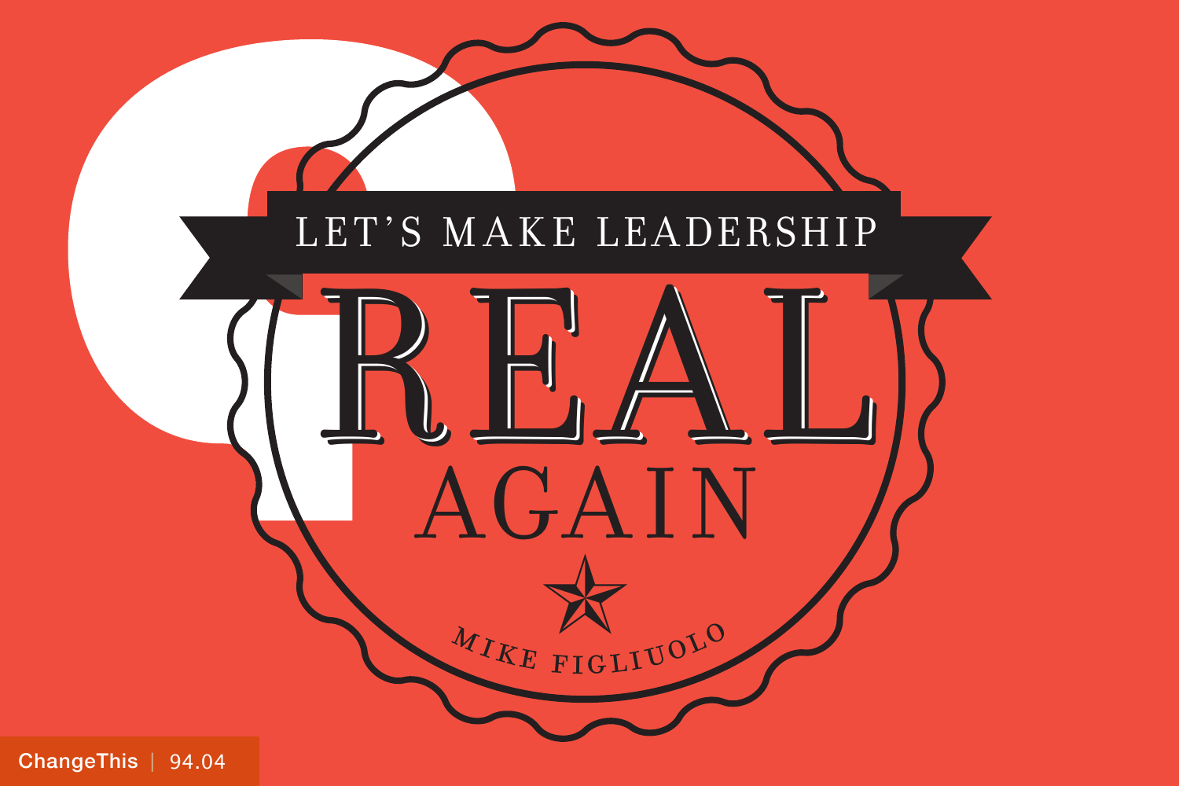# LET'S MAKE LEADERSHIP REAL AGAIN

MIKE FIGLIUOLO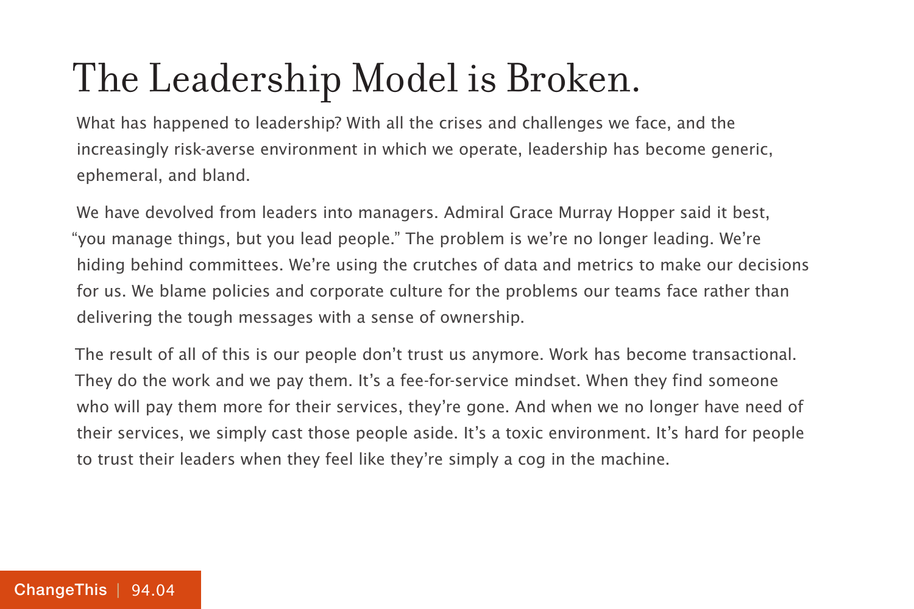# The Leadership Model is Broken.

What has happened to leadership? With all the crises and challenges we face, and the increasingly risk-averse environment in which we operate, leadership has become generic, ephemeral, and bland.

We have devolved from leaders into managers. Admiral Grace Murray Hopper said it best, "you manage things, but you lead people." The problem is we're no longer leading. We're hiding behind committees. We're using the crutches of data and metrics to make our decisions for us. We blame policies and corporate culture for the problems our teams face rather than delivering the tough messages with a sense of ownership.

The result of all of this is our people don't trust us anymore. Work has become transactional. They do the work and we pay them. It's a fee-for-service mindset. When they find someone who will pay them more for their services, they're gone. And when we no longer have need of their services, we simply cast those people aside. It's a toxic environment. It's hard for people to trust their leaders when they feel like they're simply a cog in the machine.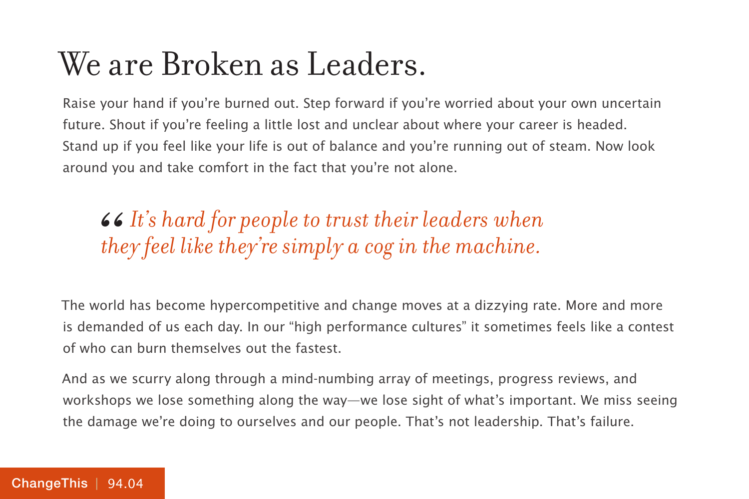# We are Broken as Leaders.

Raise your hand if you're burned out. Step forward if you're worried about your own uncertain future. Shout if you're feeling a little lost and unclear about where your career is headed. Stand up if you feel like your life is out of balance and you're running out of steam. Now look around you and take comfort in the fact that you're not alone.

> *“It's hard for people to trust their leaders when they feel like they're simply a cog in the machine.*

The world has become hypercompetitive and change moves at a dizzying rate. More and more is demanded of us each day. In our "high performance cultures" it sometimes feels like a contest of who can burn themselves out the fastest.

And as we scurry along through a mind-numbing array of meetings, progress reviews, and workshops we lose something along the way—we lose sight of what's important. We miss seeing the damage we're doing to ourselves and our people. That's not leadership. That's failure.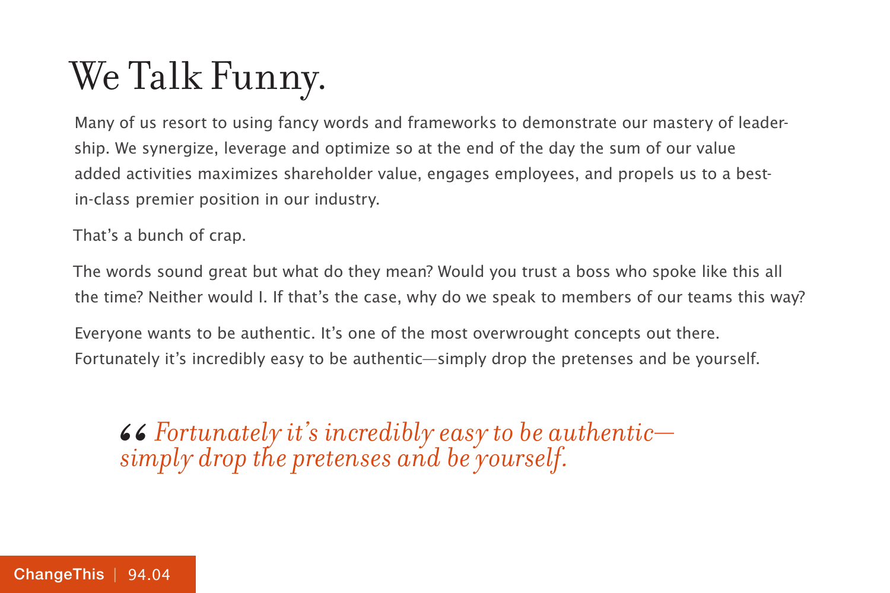# We Talk Funny.

Many of us resort to using fancy words and frameworks to demonstrate our mastery of leadership. We synergize, leverage and optimize so at the end of the day the sum of our value added activities maximizes shareholder value, engages employees, and propels us to a best-in-class premier position in our industry.

That's a bunch of crap.

The words sound great but what do they mean? Would you trust a boss who spoke like this all the time? Neither would I. If that's the case, why do we speak to members of our teams this way?

Everyone wants to be authentic. It's one of the most overwrought concepts out there. Fortunately it's incredibly easy to be authentic—simply drop the pretenses and be yourself.

> *"Fortunately it's incredibly easy to be authentic—simply drop the pretenses and be yourself.*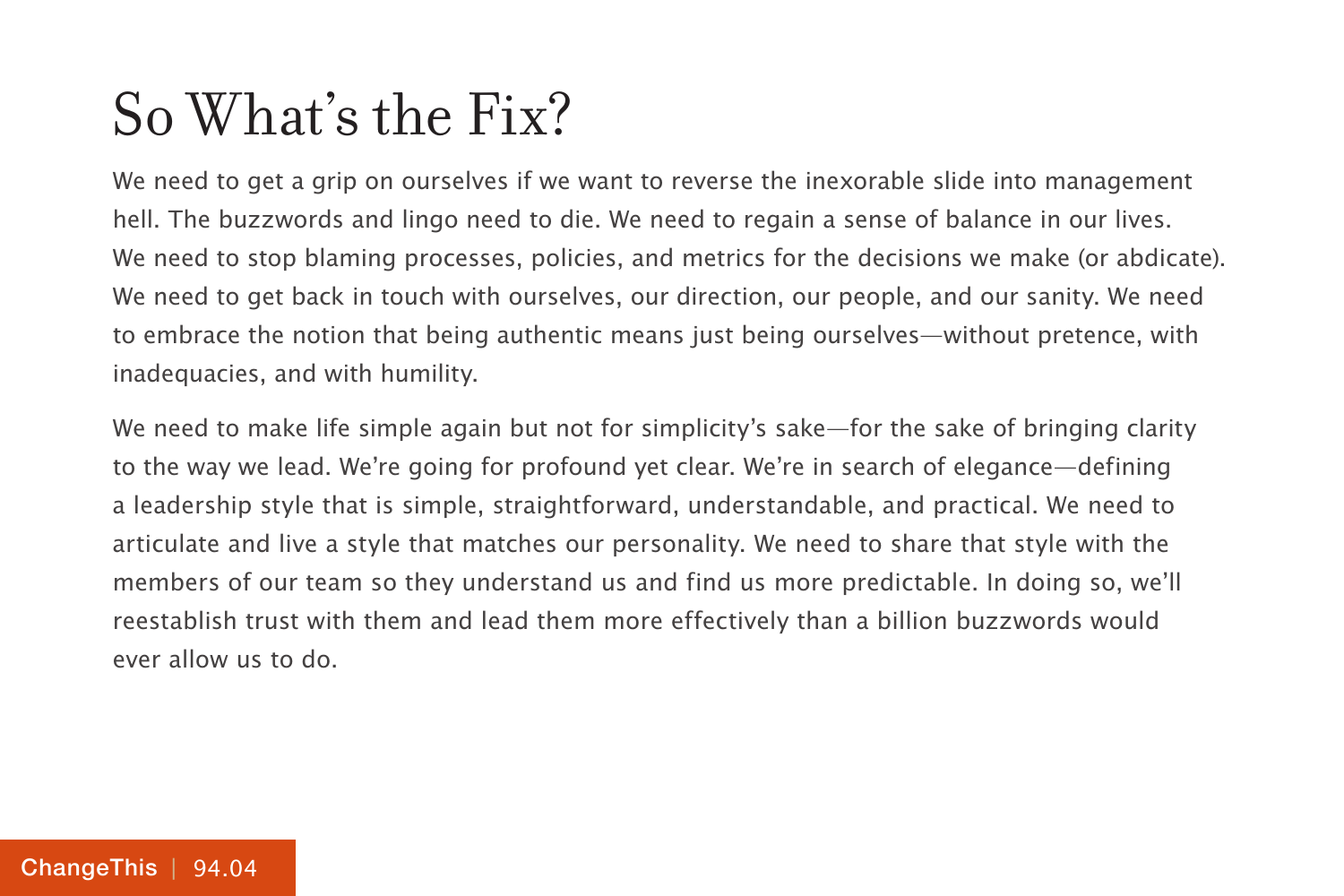# So What's the Fix?

We need to get a grip on ourselves if we want to reverse the inexorable slide into management hell. The buzzwords and lingo need to die. We need to regain a sense of balance in our lives. We need to stop blaming processes, policies, and metrics for the decisions we make (or abdicate). We need to get back in touch with ourselves, our direction, our people, and our sanity. We need to embrace the notion that being authentic means just being ourselves—without pretence, with inadequacies, and with humility.

We need to make life simple again but not for simplicity's sake—for the sake of bringing clarity to the way we lead. We're going for profound yet clear. We're in search of elegance—defining a leadership style that is simple, straightforward, understandable, and practical. We need to articulate and live a style that matches our personality. We need to share that style with the members of our team so they understand us and find us more predictable. In doing so, we'll reestablish trust with them and lead them more effectively than a billion buzzwords would ever allow us to do.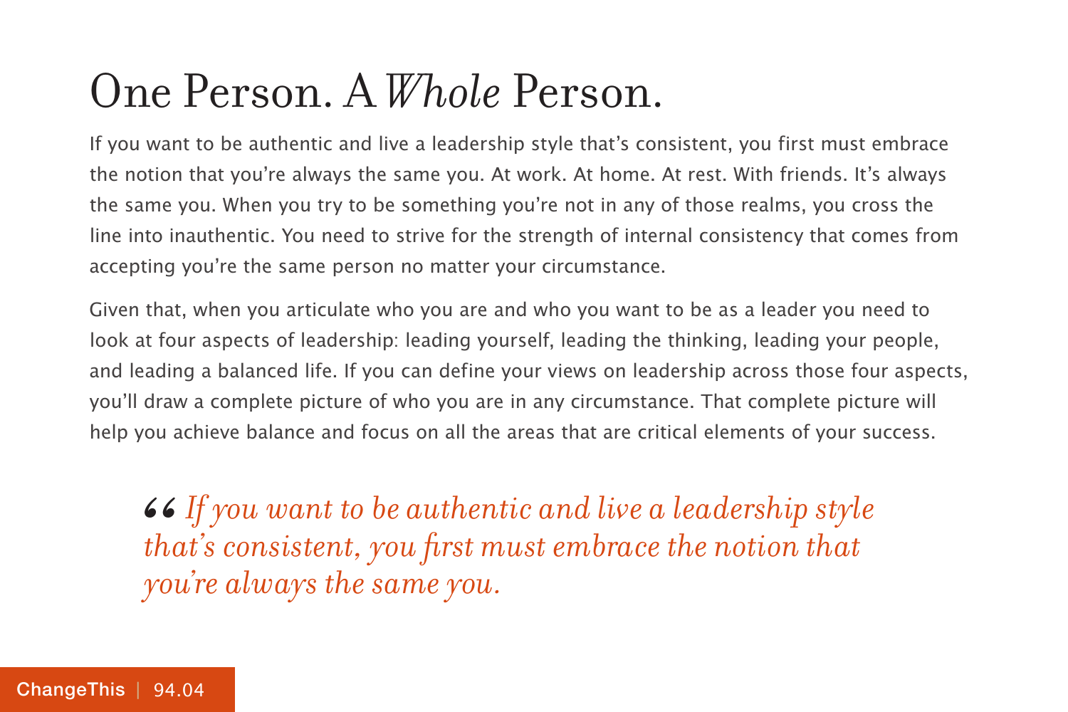# One Person. A *Whole* Person.

If you want to be authentic and live a leadership style that's consistent, you first must embrace the notion that you're always the same you. At work. At home. At rest. With friends. It's always the same you. When you try to be something you're not in any of those realms, you cross the line into inauthentic. You need to strive for the strength of internal consistency that comes from accepting you're the same person no matter your circumstance.

Given that, when you articulate who you are and who you want to be as a leader you need to look at four aspects of leadership: leading yourself, leading the thinking, leading your people, and leading a balanced life. If you can define your views on leadership across those four aspects, you'll draw a complete picture of who you are in any circumstance. That complete picture will help you achieve balance and focus on all the areas that are critical elements of your success.

> *“If you want to be authentic and live a leadership style that's consistent, you first must embrace the notion that you're always the same you.*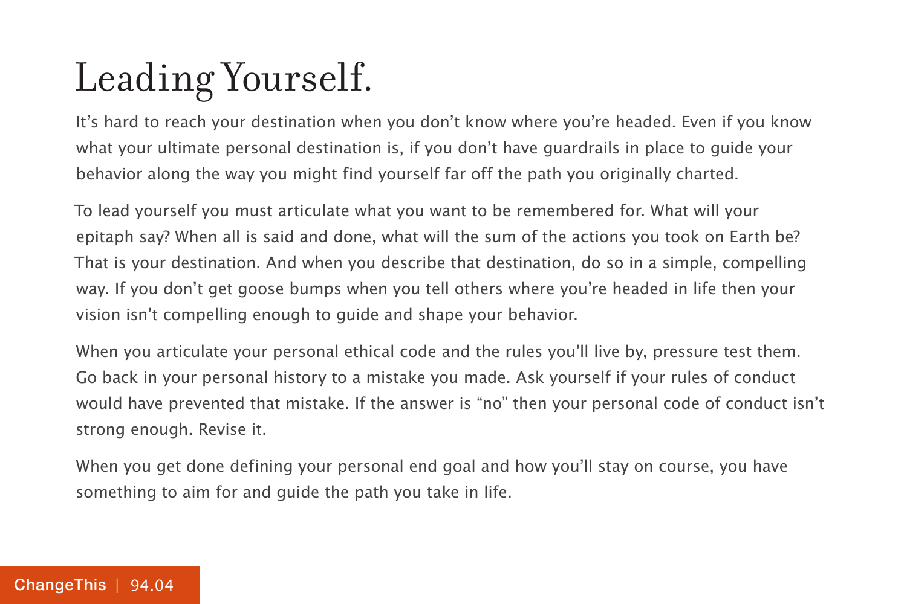# Leading Yourself.

It's hard to reach your destination when you don't know where you're headed. Even if you know what your ultimate personal destination is, if you don't have guardrails in place to guide your behavior along the way you might find yourself far off the path you originally charted.

To lead yourself you must articulate what you want to be remembered for. What will your epitaph say? When all is said and done, what will the sum of the actions you took on Earth be? That is your destination. And when you describe that destination, do so in a simple, compelling way. If you don't get goose bumps when you tell others where you're headed in life then your vision isn't compelling enough to guide and shape your behavior.

When you articulate your personal ethical code and the rules you'll live by, pressure test them. Go back in your personal history to a mistake you made. Ask yourself if your rules of conduct would have prevented that mistake. If the answer is "no" then your personal code of conduct isn't strong enough. Revise it.

When you get done defining your personal end goal and how you'll stay on course, you have something to aim for and guide the path you take in life.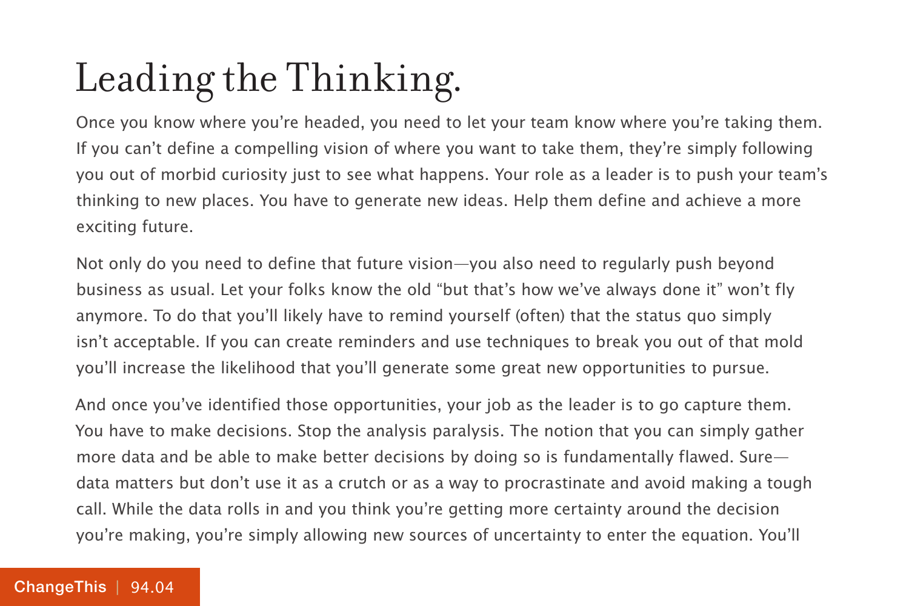# Leading the Thinking.

Once you know where you're headed, you need to let your team know where you're taking them. If you can't define a compelling vision of where you want to take them, they're simply following you out of morbid curiosity just to see what happens. Your role as a leader is to push your team's thinking to new places. You have to generate new ideas. Help them define and achieve a more exciting future.

Not only do you need to define that future vision—you also need to regularly push beyond business as usual. Let your folks know the old "but that's how we've always done it" won't fly anymore. To do that you'll likely have to remind yourself (often) that the status quo simply isn't acceptable. If you can create reminders and use techniques to break you out of that mold you'll increase the likelihood that you'll generate some great new opportunities to pursue.

And once you've identified those opportunities, your job as the leader is to go capture them. You have to make decisions. Stop the analysis paralysis. The notion that you can simply gather more data and be able to make better decisions by doing so is fundamentally flawed. Sure—data matters but don't use it as a crutch or as a way to procrastinate and avoid making a tough call. While the data rolls in and you think you're getting more certainty around the decision you're making, you're simply allowing new sources of uncertainty to enter the equation. You'll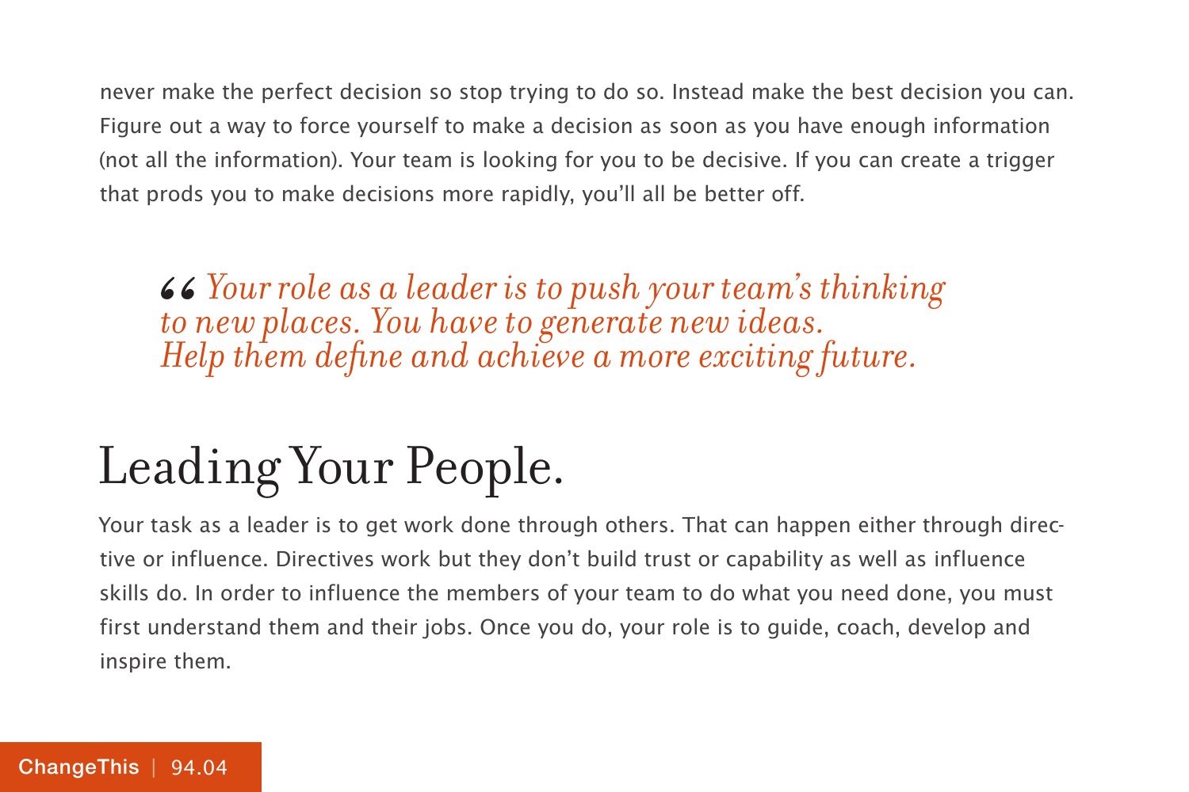never make the perfect decision so stop trying to do so. Instead make the best decision you can. Figure out a way to force yourself to make a decision as soon as you have enough information (not all the information). Your team is looking for you to be decisive. If you can create a trigger that prods you to make decisions more rapidly, you'll all be better off.

> *"Your role as a leader is to push your team's thinking to new places. You have to generate new ideas. Help them define and achieve a more exciting future.*

# Leading Your People.

Your task as a leader is to get work done through others. That can happen either through directive or influence. Directives work but they don't build trust or capability as well as influence skills do. In order to influence the members of your team to do what you need done, you must first understand them and their jobs. Once you do, your role is to guide, coach, develop and inspire them.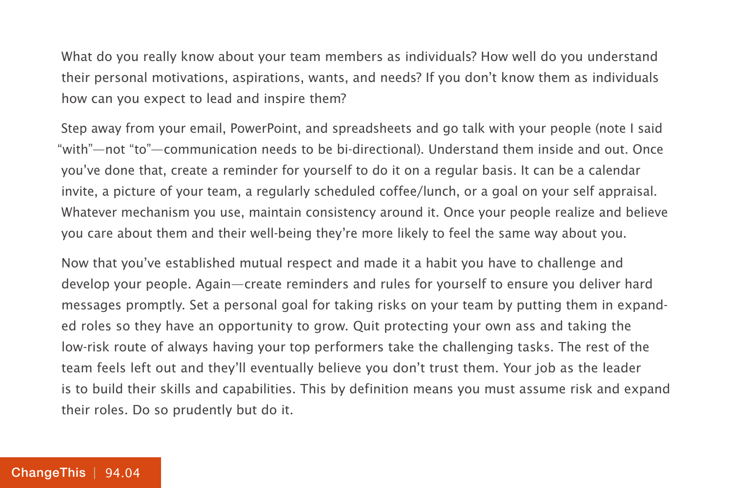What do you really know about your team members as individuals? How well do you understand their personal motivations, aspirations, wants, and needs? If you don't know them as individuals how can you expect to lead and inspire them?

Step away from your email, PowerPoint, and spreadsheets and go talk with your people (note I said "with"—not "to"—communication needs to be bi-directional). Understand them inside and out. Once you've done that, create a reminder for yourself to do it on a regular basis. It can be a calendar invite, a picture of your team, a regularly scheduled coffee/lunch, or a goal on your self appraisal. Whatever mechanism you use, maintain consistency around it. Once your people realize and believe you care about them and their well-being they're more likely to feel the same way about you.

Now that you've established mutual respect and made it a habit you have to challenge and develop your people. Again—create reminders and rules for yourself to ensure you deliver hard messages promptly. Set a personal goal for taking risks on your team by putting them in expanded roles so they have an opportunity to grow. Quit protecting your own ass and taking the low-risk route of always having your top performers take the challenging tasks. The rest of the team feels left out and they'll eventually believe you don't trust them. Your job as the leader is to build their skills and capabilities. This by definition means you must assume risk and expand their roles. Do so prudently but do it.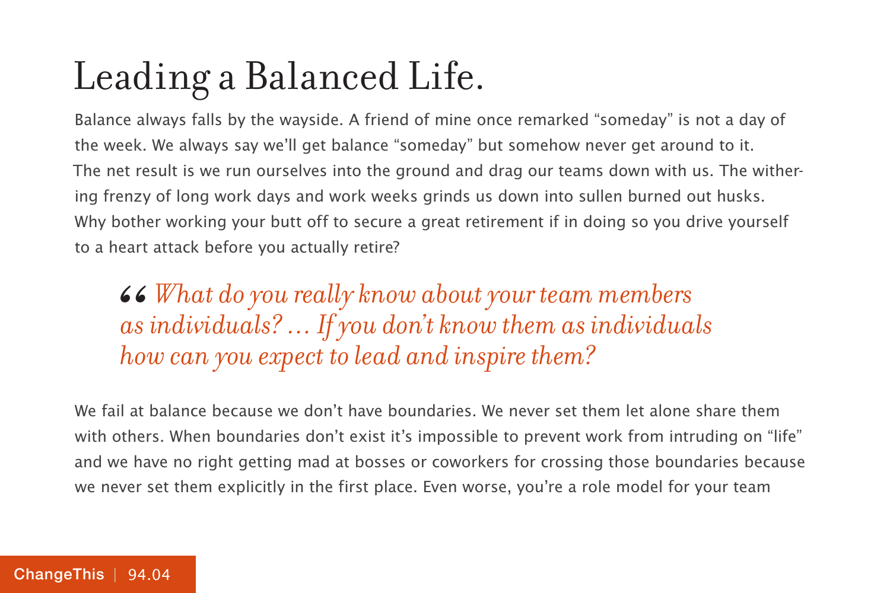# Leading a Balanced Life.

Balance always falls by the wayside. A friend of mine once remarked "someday" is not a day of the week. We always say we'll get balance "someday" but somehow never get around to it. The net result is we run ourselves into the ground and drag our teams down with us. The withering frenzy of long work days and work weeks grinds us down into sullen burned out husks. Why bother working your butt off to secure a great retirement if in doing so you drive yourself to a heart attack before you actually retire?

> *"What do you really know about your team members as individuals? … If you don't know them as individuals how can you expect to lead and inspire them?*

We fail at balance because we don't have boundaries. We never set them let alone share them with others. When boundaries don't exist it's impossible to prevent work from intruding on "life" and we have no right getting mad at bosses or coworkers for crossing those boundaries because we never set them explicitly in the first place. Even worse, you're a role model for your team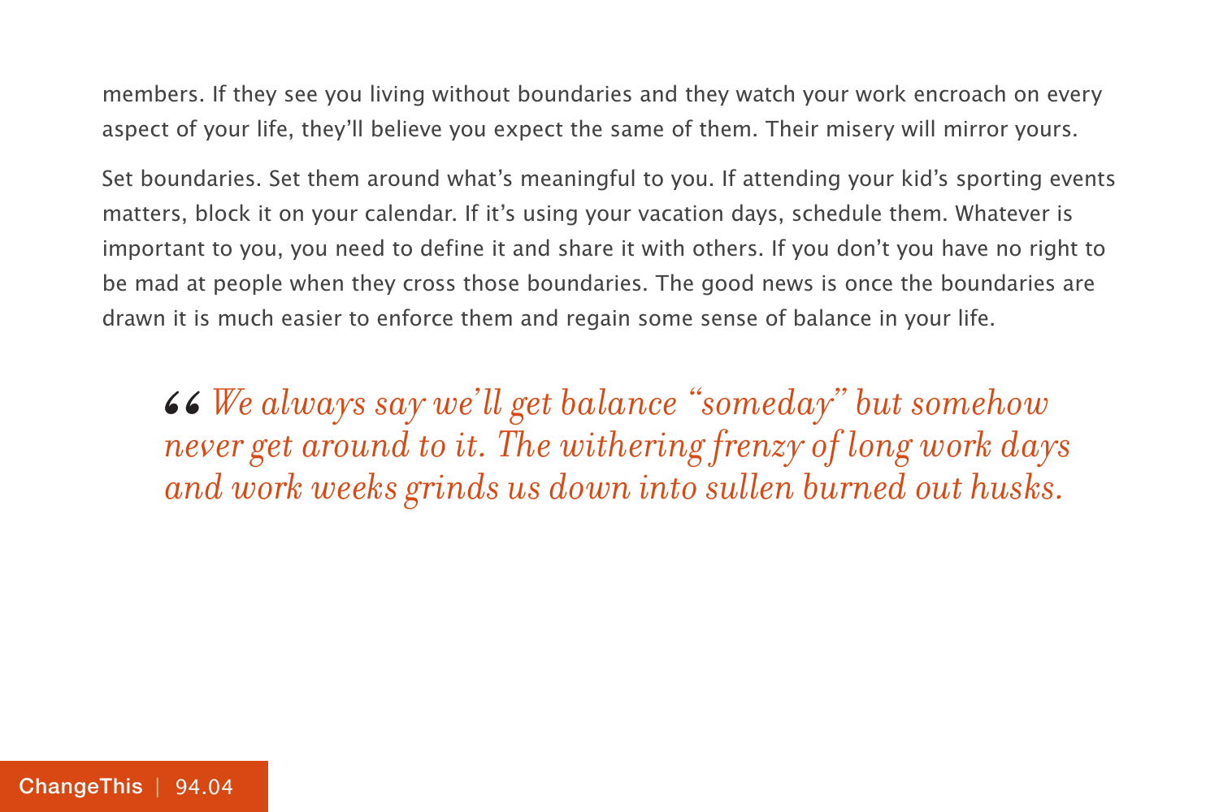members. If they see you living without boundaries and they watch your work encroach on every aspect of your life, they'll believe you expect the same of them. Their misery will mirror yours.

Set boundaries. Set them around what's meaningful to you. If attending your kid's sporting events matters, block it on your calendar. If it's using your vacation days, schedule them. Whatever is important to you, you need to define it and share it with others. If you don't you have no right to be mad at people when they cross those boundaries. The good news is once the boundaries are drawn it is much easier to enforce them and regain some sense of balance in your life.

> *We always say we'll get balance "someday" but somehow never get around to it. The withering frenzy of long work days and work weeks grinds us down into sullen burned out husks.*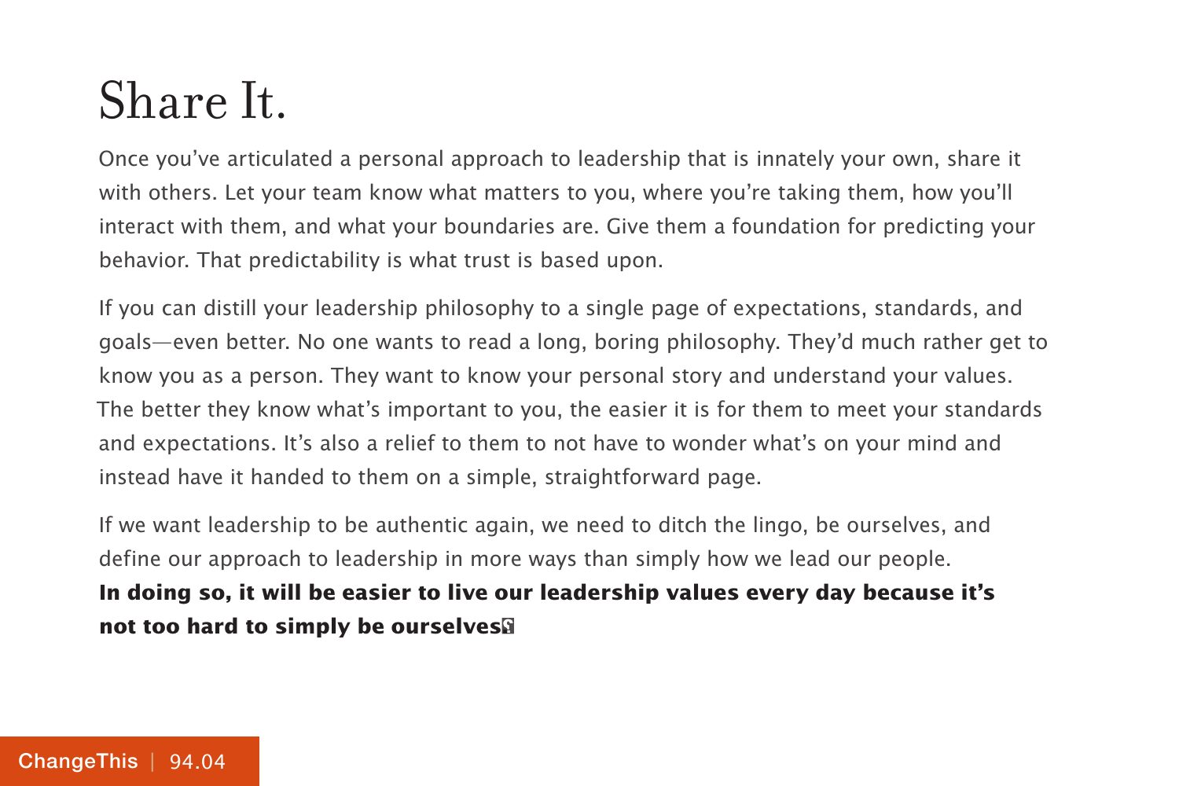# Share It.

Once you've articulated a personal approach to leadership that is innately your own, share it with others. Let your team know what matters to you, where you're taking them, how you'll interact with them, and what your boundaries are. Give them a foundation for predicting your behavior. That predictability is what trust is based upon.

If you can distill your leadership philosophy to a single page of expectations, standards, and goals—even better. No one wants to read a long, boring philosophy. They'd much rather get to know you as a person. They want to know your personal story and understand your values. The better they know what's important to you, the easier it is for them to meet your standards and expectations. It's also a relief to them to not have to wonder what's on your mind and instead have it handed to them on a simple, straightforward page.

If we want leadership to be authentic again, we need to ditch the lingo, be ourselves, and define our approach to leadership in more ways than simply how we lead our people. **In doing so, it will be easier to live our leadership values every day because it's not too hard to simply be ourselves.**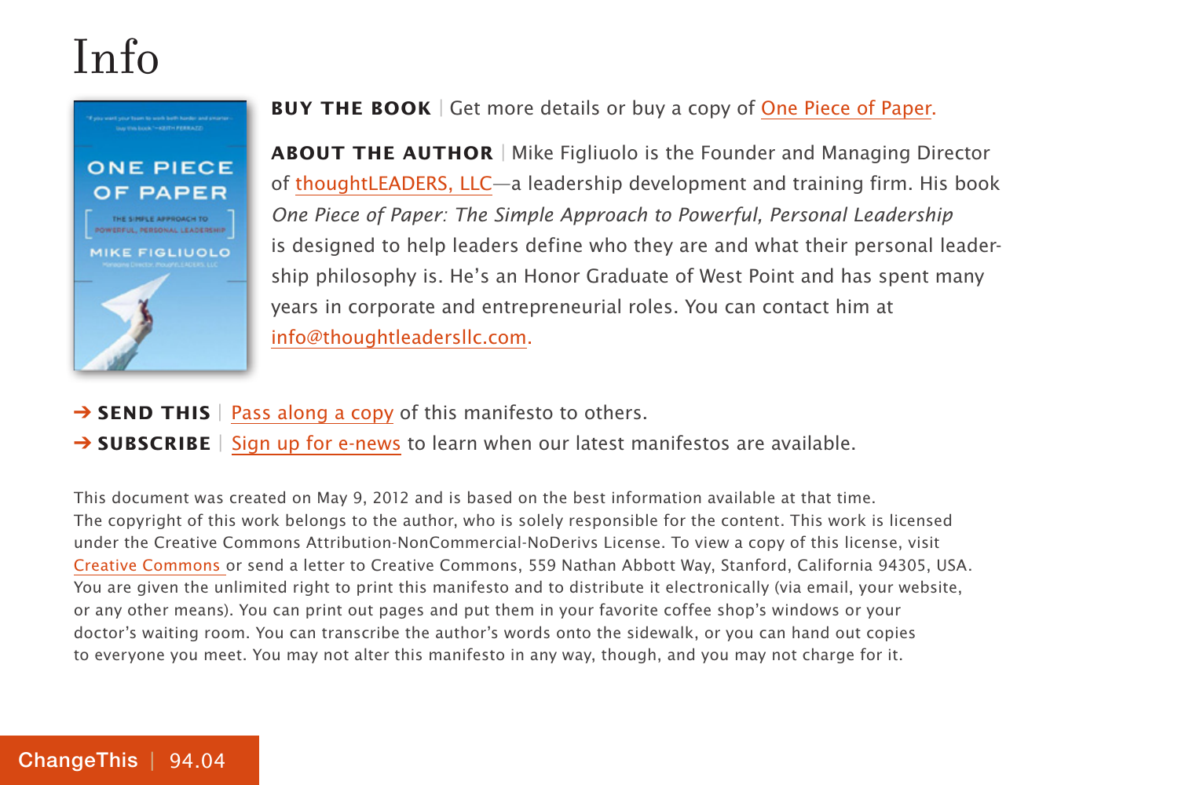# Info

**BUY THE BOOK** | Get more details or buy a copy of One Piece of Paper.

**ABOUT THE AUTHOR** | Mike Figliuolo is the Founder and Managing Director of thoughtLEADERS, LLC—a leadership development and training firm. His book *One Piece of Paper: The Simple Approach to Powerful, Personal Leadership* is designed to help leaders define who they are and what their personal leadership philosophy is. He's an Honor Graduate of West Point and has spent many years in corporate and entrepreneurial roles. You can contact him at info@thoughtleadersllc.com.

➔ **SEND THIS** | Pass along a copy of this manifesto to others.

➔ **SUBSCRIBE** | Sign up for e-news to learn when our latest manifestos are available.

This document was created on May 9, 2012 and is based on the best information available at that time. The copyright of this work belongs to the author, who is solely responsible for the content. This work is licensed under the Creative Commons Attribution-NonCommercial-NoDerivs License. To view a copy of this license, visit Creative Commons or send a letter to Creative Commons, 559 Nathan Abbott Way, Stanford, California 94305, USA. You are given the unlimited right to print this manifesto and to distribute it electronically (via email, your website, or any other means). You can print out pages and put them in your favorite coffee shop's windows or your doctor's waiting room. You can transcribe the author's words onto the sidewalk, or you can hand out copies to everyone you meet. You may not alter this manifesto in any way, though, and you may not charge for it.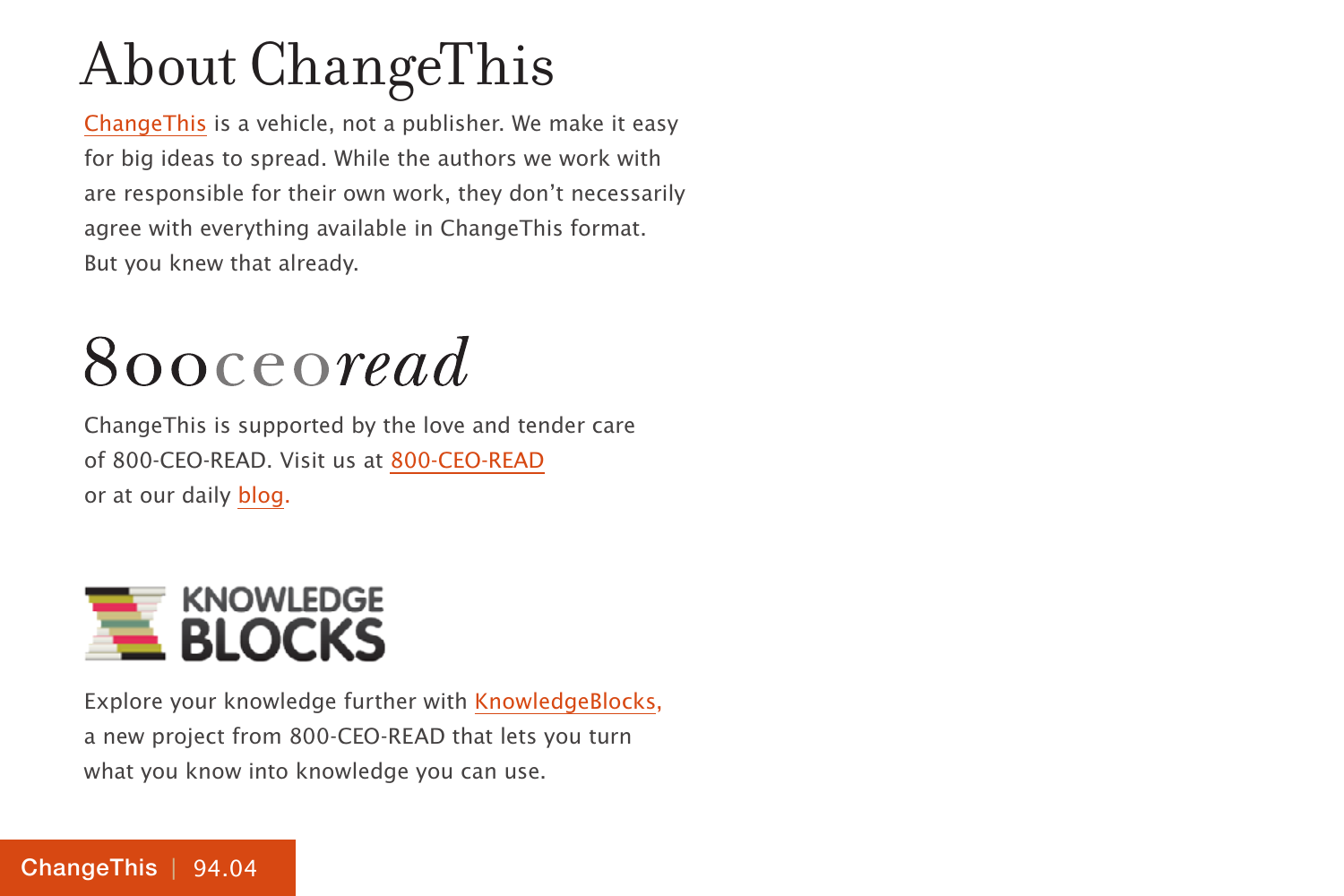# About ChangeThis

ChangeThis is a vehicle, not a publisher. We make it easy for big ideas to spread. While the authors we work with are responsible for their own work, they don't necessarily agree with everything available in ChangeThis format. But you knew that already.

# 800ceo*read*

ChangeThis is supported by the love and tender care of 800-CEO-READ. Visit us at 800-CEO-READ or at our daily blog.

# KNOWLEDGE BLOCKS

Explore your knowledge further with KnowledgeBlocks, a new project from 800-CEO-READ that lets you turn what you know into knowledge you can use.